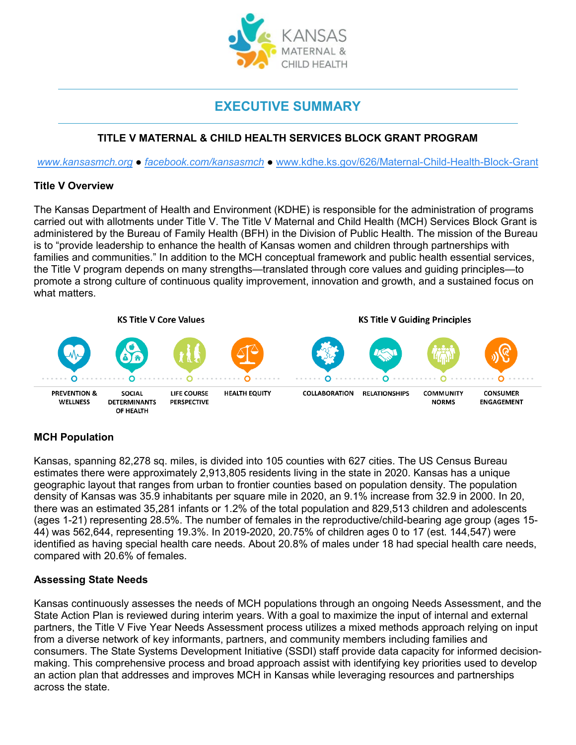# EXECUTIVE SUMMARY

### TITLE V MATERNAL & CHILD HEALTH SERVICES BLOCK GRANT PROGRAM

*www.kansasmch.org* ● *facebook.com/kansasmch* ● www.kdhe.ks.gov/626/Maternal-Child-Health-Block-Grant

**Title V Overview**

The Kansas Department of Health and Environment (KDHE) is responsible for the administration of programs carried out with allotments under Title V. The Title V Maternal and Child Health (MCH) Services Block Grant is administered by the Bureau of Family Health (BFH) in the Division of Public Health. The mission of the Bureau is to "provide leadership to enhance the health of Kansas women and children through partnerships with families and communities." In addition to the MCH conceptual framework and public health essential services, the Title V program depends on many strengths—translated through core values and guiding principles—to promote a strong culture of continuous quality improvement, innovation and growth, and a sustained focus on what matters.

**KS Title V Core Values**

- PREVENTION & WELLNESS
- SOCIAL DETERMINANTS OF HEALTH
- LIFE COURSE PERSPECTIVE
- HEALTH EQUITY

**KS Title V Guiding Principles**

- COLLABORATION
- RELATIONSHIPS
- COMMUNITY NORMS
- CONSUMER ENGAGEMENT

**MCH Population**

Kansas, spanning 82,278 sq. miles, is divided into 105 counties with 627 cities. The US Census Bureau estimates there were approximately 2,913,805 residents living in the state in 2020. Kansas has a unique geographic layout that ranges from urban to frontier counties based on population density. The population density of Kansas was 35.9 inhabitants per square mile in 2020, an 9.1% increase from 32.9 in 2000. In 20, there was an estimated 35,281 infants or 1.2% of the total population and 829,513 children and adolescents (ages 1-21) representing 28.5%. The number of females in the reproductive/child-bearing age group (ages 15-44) was 562,644, representing 19.3%. In 2019-2020, 20.75% of children ages 0 to 17 (est. 144,547) were identified as having special health care needs. About 20.8% of males under 18 had special health care needs, compared with 20.6% of females.

**Assessing State Needs**

Kansas continuously assesses the needs of MCH populations through an ongoing Needs Assessment, and the State Action Plan is reviewed during interim years. With a goal to maximize the input of internal and external partners, the Title V Five Year Needs Assessment process utilizes a mixed methods approach relying on input from a diverse network of key informants, partners, and community members including families and consumers. The State Systems Development Initiative (SSDI) staff provide data capacity for informed decision-making. This comprehensive process and broad approach assist with identifying key priorities used to develop an action plan that addresses and improves MCH in Kansas while leveraging resources and partnerships across the state.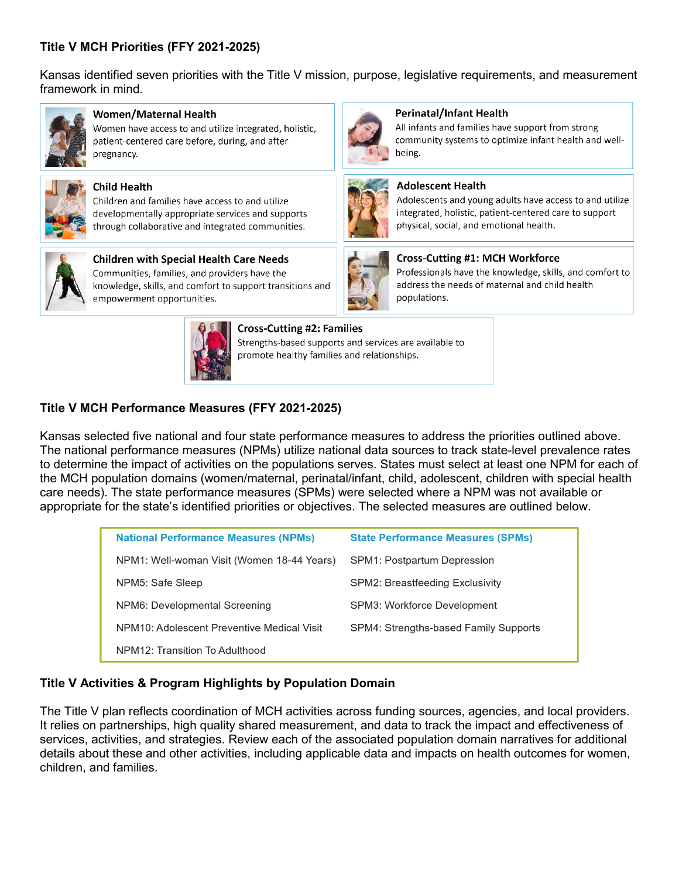## Title V MCH Priorities (FFY 2021-2025)

Kansas identified seven priorities with the Title V mission, purpose, legislative requirements, and measurement framework in mind.

**Women/Maternal Health**
Women have access to and utilize integrated, holistic, patient-centered care before, during, and after pregnancy.

**Perinatal/Infant Health**
All infants and families have support from strong community systems to optimize infant health and well-being.

**Child Health**
Children and families have access to and utilize developmentally appropriate services and supports through collaborative and integrated communities.

**Adolescent Health**
Adolescents and young adults have access to and utilize integrated, holistic, patient-centered care to support physical, social, and emotional health.

**Children with Special Health Care Needs**
Communities, families, and providers have the knowledge, skills, and comfort to support transitions and empowerment opportunities.

**Cross-Cutting #1: MCH Workforce**
Professionals have the knowledge, skills, and comfort to address the needs of maternal and child health populations.

**Cross-Cutting #2: Families**
Strengths-based supports and services are available to promote healthy families and relationships.

## Title V MCH Performance Measures (FFY 2021-2025)

Kansas selected five national and four state performance measures to address the priorities outlined above. The national performance measures (NPMs) utilize national data sources to track state-level prevalence rates to determine the impact of activities on the populations serves. States must select at least one NPM for each of the MCH population domains (women/maternal, perinatal/infant, child, adolescent, children with special health care needs). The state performance measures (SPMs) were selected where a NPM was not available or appropriate for the state's identified priorities or objectives. The selected measures are outlined below.

| National Performance Measures (NPMs) | State Performance Measures (SPMs) |
|---|---|
| NPM1: Well-woman Visit (Women 18-44 Years) | SPM1: Postpartum Depression |
| NPM5: Safe Sleep | SPM2: Breastfeeding Exclusivity |
| NPM6: Developmental Screening | SPM3: Workforce Development |
| NPM10: Adolescent Preventive Medical Visit | SPM4: Strengths-based Family Supports |
| NPM12: Transition To Adulthood | |

## Title V Activities & Program Highlights by Population Domain

The Title V plan reflects coordination of MCH activities across funding sources, agencies, and local providers. It relies on partnerships, high quality shared measurement, and data to track the impact and effectiveness of services, activities, and strategies. Review each of the associated population domain narratives for additional details about these and other activities, including applicable data and impacts on health outcomes for women, children, and families.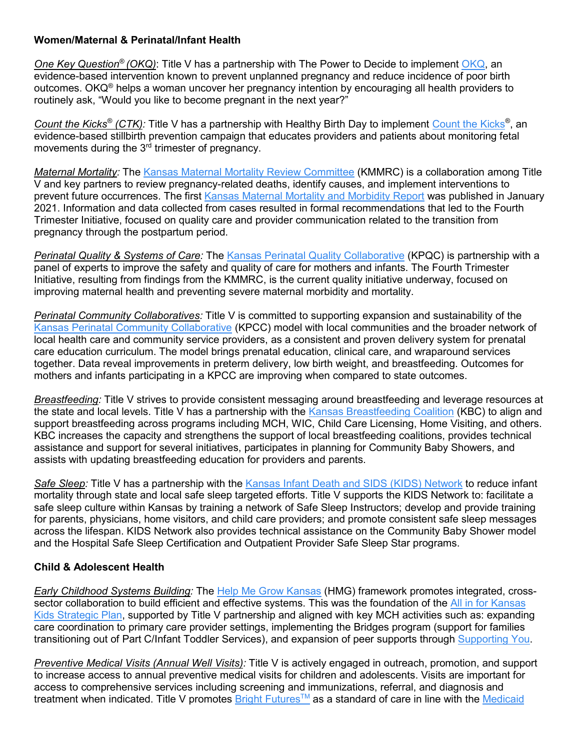**Women/Maternal & Perinatal/Infant Health**

*One Key Question® (OKQ)*: Title V has a partnership with The Power to Decide to implement OKQ, an evidence-based intervention known to prevent unplanned pregnancy and reduce incidence of poor birth outcomes. OKQ® helps a woman uncover her pregnancy intention by encouraging all health providers to routinely ask, "Would you like to become pregnant in the next year?"

*Count the Kicks® (CTK):* Title V has a partnership with Healthy Birth Day to implement Count the Kicks®, an evidence-based stillbirth prevention campaign that educates providers and patients about monitoring fetal movements during the 3rd trimester of pregnancy.

*Maternal Mortality:* The Kansas Maternal Mortality Review Committee (KMMRC) is a collaboration among Title V and key partners to review pregnancy-related deaths, identify causes, and implement interventions to prevent future occurrences. The first Kansas Maternal Mortality and Morbidity Report was published in January 2021. Information and data collected from cases resulted in formal recommendations that led to the Fourth Trimester Initiative, focused on quality care and provider communication related to the transition from pregnancy through the postpartum period.

*Perinatal Quality & Systems of Care:* The Kansas Perinatal Quality Collaborative (KPQC) is partnership with a panel of experts to improve the safety and quality of care for mothers and infants. The Fourth Trimester Initiative, resulting from findings from the KMMRC, is the current quality initiative underway, focused on improving maternal health and preventing severe maternal morbidity and mortality.

*Perinatal Community Collaboratives:* Title V is committed to supporting expansion and sustainability of the Kansas Perinatal Community Collaborative (KPCC) model with local communities and the broader network of local health care and community service providers, as a consistent and proven delivery system for prenatal care education curriculum. The model brings prenatal education, clinical care, and wraparound services together. Data reveal improvements in preterm delivery, low birth weight, and breastfeeding. Outcomes for mothers and infants participating in a KPCC are improving when compared to state outcomes.

*Breastfeeding:* Title V strives to provide consistent messaging around breastfeeding and leverage resources at the state and local levels. Title V has a partnership with the Kansas Breastfeeding Coalition (KBC) to align and support breastfeeding across programs including MCH, WIC, Child Care Licensing, Home Visiting, and others. KBC increases the capacity and strengthens the support of local breastfeeding coalitions, provides technical assistance and support for several initiatives, participates in planning for Community Baby Showers, and assists with updating breastfeeding education for providers and parents.

*Safe Sleep:* Title V has a partnership with the Kansas Infant Death and SIDS (KIDS) Network to reduce infant mortality through state and local safe sleep targeted efforts. Title V supports the KIDS Network to: facilitate a safe sleep culture within Kansas by training a network of Safe Sleep Instructors; develop and provide training for parents, physicians, home visitors, and child care providers; and promote consistent safe sleep messages across the lifespan. KIDS Network also provides technical assistance on the Community Baby Shower model and the Hospital Safe Sleep Certification and Outpatient Provider Safe Sleep Star programs.

**Child & Adolescent Health**

*Early Childhood Systems Building:* The Help Me Grow Kansas (HMG) framework promotes integrated, cross-sector collaboration to build efficient and effective systems. This was the foundation of the All in for Kansas Kids Strategic Plan, supported by Title V partnership and aligned with key MCH activities such as: expanding care coordination to primary care provider settings, implementing the Bridges program (support for families transitioning out of Part C/Infant Toddler Services), and expansion of peer supports through Supporting You.

*Preventive Medical Visits (Annual Well Visits):* Title V is actively engaged in outreach, promotion, and support to increase access to annual preventive medical visits for children and adolescents. Visits are important for access to comprehensive services including screening and immunizations, referral, and diagnosis and treatment when indicated. Title V promotes Bright Futures™ as a standard of care in line with the Medicaid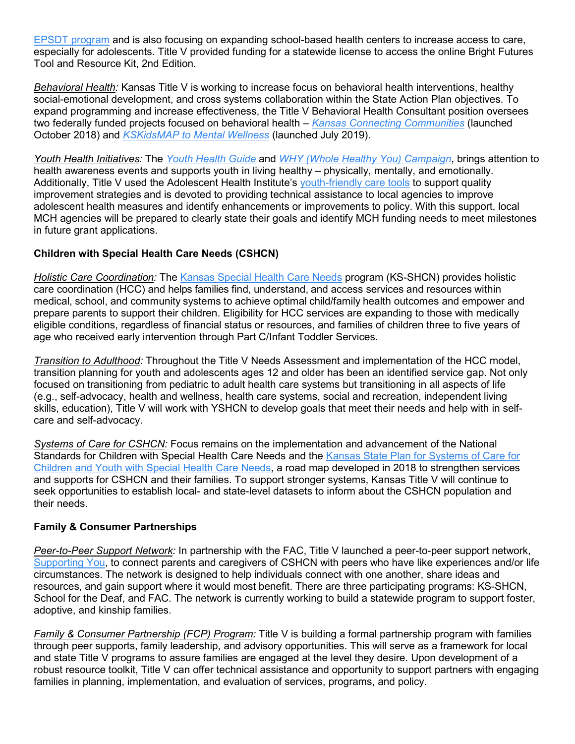EPSDT program and is also focusing on expanding school-based health centers to increase access to care, especially for adolescents. Title V provided funding for a statewide license to access the online Bright Futures Tool and Resource Kit, 2nd Edition.

*Behavioral Health:* Kansas Title V is working to increase focus on behavioral health interventions, healthy social-emotional development, and cross systems collaboration within the State Action Plan objectives. To expand programming and increase effectiveness, the Title V Behavioral Health Consultant position oversees two federally funded projects focused on behavioral health – *Kansas Connecting Communities* (launched October 2018) and *KSKidsMAP to Mental Wellness* (launched July 2019).

*Youth Health Initiatives:* The *Youth Health Guide* and *WHY (Whole Healthy You) Campaign*, brings attention to health awareness events and supports youth in living healthy – physically, mentally, and emotionally. Additionally, Title V used the Adolescent Health Institute's youth-friendly care tools to support quality improvement strategies and is devoted to providing technical assistance to local agencies to improve adolescent health measures and identify enhancements or improvements to policy. With this support, local MCH agencies will be prepared to clearly state their goals and identify MCH funding needs to meet milestones in future grant applications.

**Children with Special Health Care Needs (CSHCN)**

*Holistic Care Coordination:* The Kansas Special Health Care Needs program (KS-SHCN) provides holistic care coordination (HCC) and helps families find, understand, and access services and resources within medical, school, and community systems to achieve optimal child/family health outcomes and empower and prepare parents to support their children. Eligibility for HCC services are expanding to those with medically eligible conditions, regardless of financial status or resources, and families of children three to five years of age who received early intervention through Part C/Infant Toddler Services.

*Transition to Adulthood:* Throughout the Title V Needs Assessment and implementation of the HCC model, transition planning for youth and adolescents ages 12 and older has been an identified service gap. Not only focused on transitioning from pediatric to adult health care systems but transitioning in all aspects of life (e.g., self-advocacy, health and wellness, health care systems, social and recreation, independent living skills, education), Title V will work with YSHCN to develop goals that meet their needs and help with in self-care and self-advocacy.

*Systems of Care for CSHCN:* Focus remains on the implementation and advancement of the National Standards for Children with Special Health Care Needs and the Kansas State Plan for Systems of Care for Children and Youth with Special Health Care Needs, a road map developed in 2018 to strengthen services and supports for CSHCN and their families. To support stronger systems, Kansas Title V will continue to seek opportunities to establish local- and state-level datasets to inform about the CSHCN population and their needs.

**Family & Consumer Partnerships**

*Peer-to-Peer Support Network:* In partnership with the FAC, Title V launched a peer-to-peer support network, Supporting You, to connect parents and caregivers of CSHCN with peers who have like experiences and/or life circumstances. The network is designed to help individuals connect with one another, share ideas and resources, and gain support where it would most benefit. There are three participating programs: KS-SHCN, School for the Deaf, and FAC. The network is currently working to build a statewide program to support foster, adoptive, and kinship families.

*Family & Consumer Partnership (FCP) Program:* Title V is building a formal partnership program with families through peer supports, family leadership, and advisory opportunities. This will serve as a framework for local and state Title V programs to assure families are engaged at the level they desire. Upon development of a robust resource toolkit, Title V can offer technical assistance and opportunity to support partners with engaging families in planning, implementation, and evaluation of services, programs, and policy.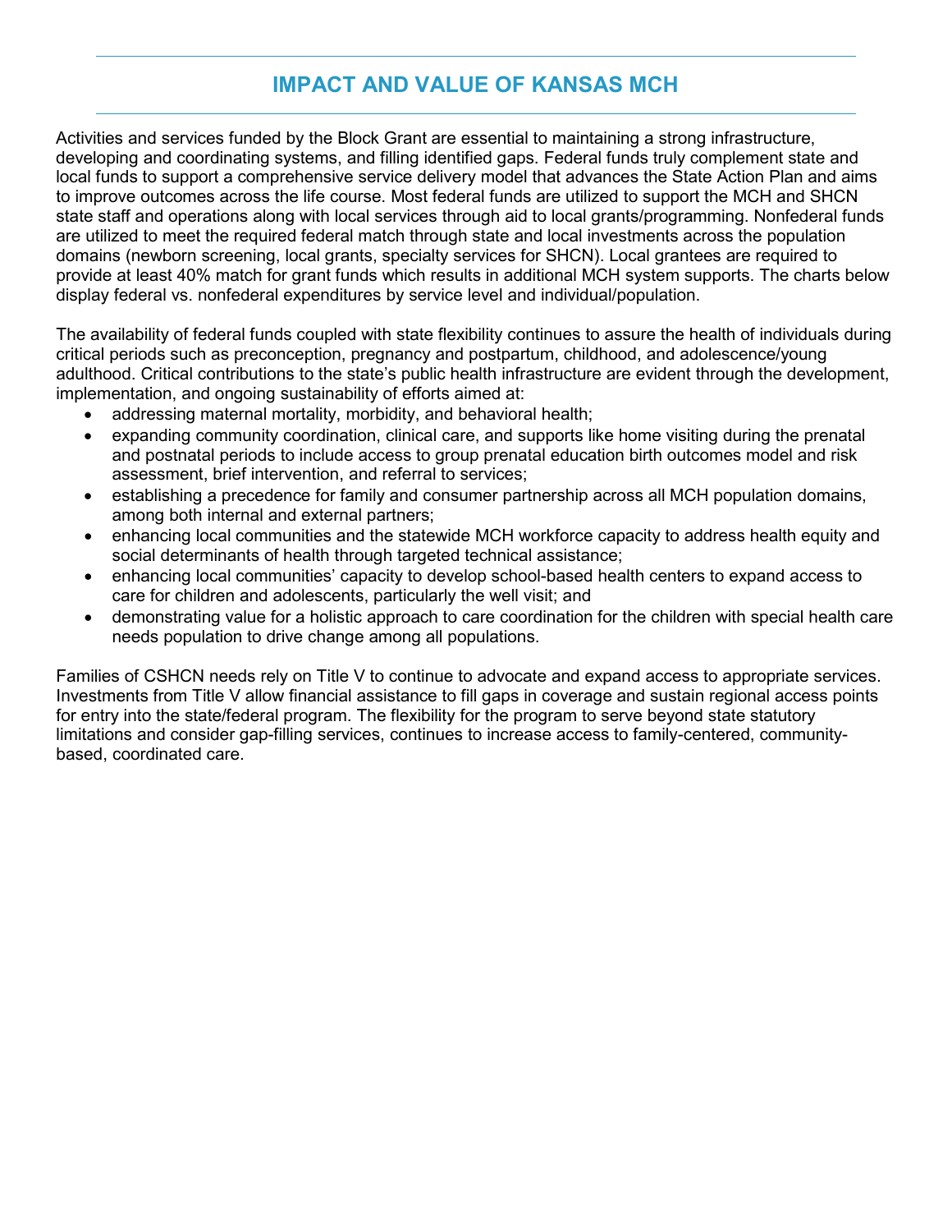# IMPACT AND VALUE OF KANSAS MCH

Activities and services funded by the Block Grant are essential to maintaining a strong infrastructure, developing and coordinating systems, and filling identified gaps. Federal funds truly complement state and local funds to support a comprehensive service delivery model that advances the State Action Plan and aims to improve outcomes across the life course. Most federal funds are utilized to support the MCH and SHCN state staff and operations along with local services through aid to local grants/programming. Nonfederal funds are utilized to meet the required federal match through state and local investments across the population domains (newborn screening, local grants, specialty services for SHCN). Local grantees are required to provide at least 40% match for grant funds which results in additional MCH system supports. The charts below display federal vs. nonfederal expenditures by service level and individual/population.

The availability of federal funds coupled with state flexibility continues to assure the health of individuals during critical periods such as preconception, pregnancy and postpartum, childhood, and adolescence/young adulthood. Critical contributions to the state's public health infrastructure are evident through the development, implementation, and ongoing sustainability of efforts aimed at:

- addressing maternal mortality, morbidity, and behavioral health;
- expanding community coordination, clinical care, and supports like home visiting during the prenatal and postnatal periods to include access to group prenatal education birth outcomes model and risk assessment, brief intervention, and referral to services;
- establishing a precedence for family and consumer partnership across all MCH population domains, among both internal and external partners;
- enhancing local communities and the statewide MCH workforce capacity to address health equity and social determinants of health through targeted technical assistance;
- enhancing local communities' capacity to develop school-based health centers to expand access to care for children and adolescents, particularly the well visit; and
- demonstrating value for a holistic approach to care coordination for the children with special health care needs population to drive change among all populations.

Families of CSHCN needs rely on Title V to continue to advocate and expand access to appropriate services. Investments from Title V allow financial assistance to fill gaps in coverage and sustain regional access points for entry into the state/federal program. The flexibility for the program to serve beyond state statutory limitations and consider gap-filling services, continues to increase access to family-centered, community-based, coordinated care.